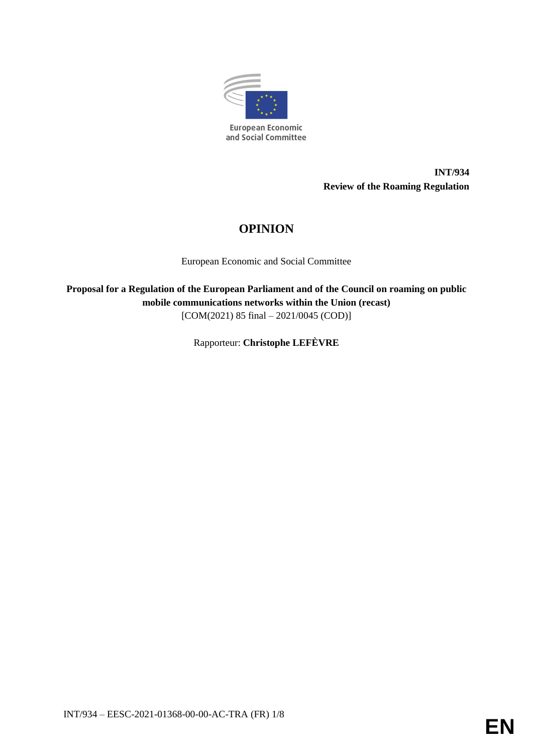European Economic and Social Committee

**INT/934**
**Review of the Roaming Regulation**

# OPINION

European Economic and Social Committee

**Proposal for a Regulation of the European Parliament and of the Council on roaming on public mobile communications networks within the Union (recast)**
[COM(2021) 85 final – 2021/0045 (COD)]

Rapporteur: **Christophe LEFÈVRE**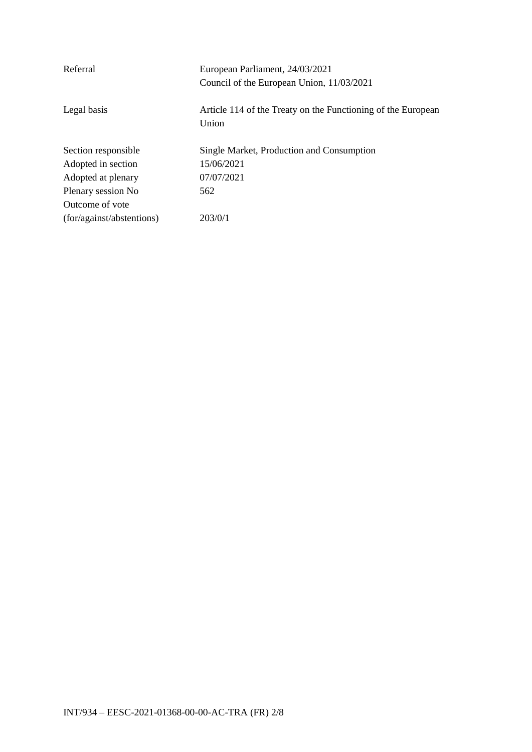| | |
|---|---|
| Referral | European Parliament, 24/03/2021<br>Council of the European Union, 11/03/2021 |
| Legal basis | Article 114 of the Treaty on the Functioning of the European Union |
| Section responsible | Single Market, Production and Consumption |
| Adopted in section | 15/06/2021 |
| Adopted at plenary | 07/07/2021 |
| Plenary session No | 562 |
| Outcome of vote<br>(for/against/abstentions) | 203/0/1 |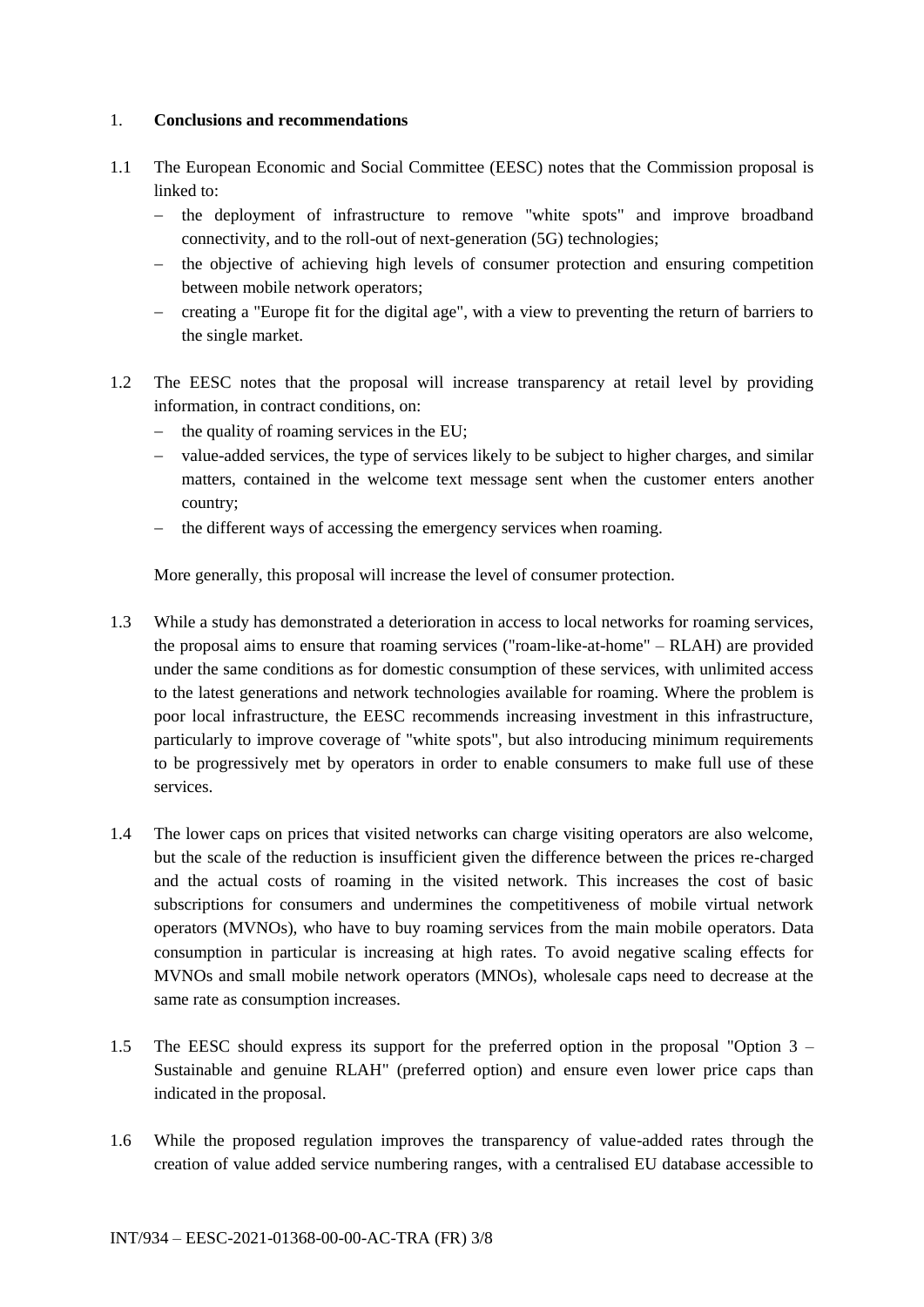1. **Conclusions and recommendations**

1.1 The European Economic and Social Committee (EESC) notes that the Commission proposal is linked to:

- the deployment of infrastructure to remove "white spots" and improve broadband connectivity, and to the roll-out of next-generation (5G) technologies;
- the objective of achieving high levels of consumer protection and ensuring competition between mobile network operators;
- creating a "Europe fit for the digital age", with a view to preventing the return of barriers to the single market.

1.2 The EESC notes that the proposal will increase transparency at retail level by providing information, in contract conditions, on:

- the quality of roaming services in the EU;
- value-added services, the type of services likely to be subject to higher charges, and similar matters, contained in the welcome text message sent when the customer enters another country;
- the different ways of accessing the emergency services when roaming.

More generally, this proposal will increase the level of consumer protection.

1.3 While a study has demonstrated a deterioration in access to local networks for roaming services, the proposal aims to ensure that roaming services ("roam-like-at-home" – RLAH) are provided under the same conditions as for domestic consumption of these services, with unlimited access to the latest generations and network technologies available for roaming. Where the problem is poor local infrastructure, the EESC recommends increasing investment in this infrastructure, particularly to improve coverage of "white spots", but also introducing minimum requirements to be progressively met by operators in order to enable consumers to make full use of these services.

1.4 The lower caps on prices that visited networks can charge visiting operators are also welcome, but the scale of the reduction is insufficient given the difference between the prices re-charged and the actual costs of roaming in the visited network. This increases the cost of basic subscriptions for consumers and undermines the competitiveness of mobile virtual network operators (MVNOs), who have to buy roaming services from the main mobile operators. Data consumption in particular is increasing at high rates. To avoid negative scaling effects for MVNOs and small mobile network operators (MNOs), wholesale caps need to decrease at the same rate as consumption increases.

1.5 The EESC should express its support for the preferred option in the proposal "Option 3 – Sustainable and genuine RLAH" (preferred option) and ensure even lower price caps than indicated in the proposal.

1.6 While the proposed regulation improves the transparency of value-added rates through the creation of value added service numbering ranges, with a centralised EU database accessible to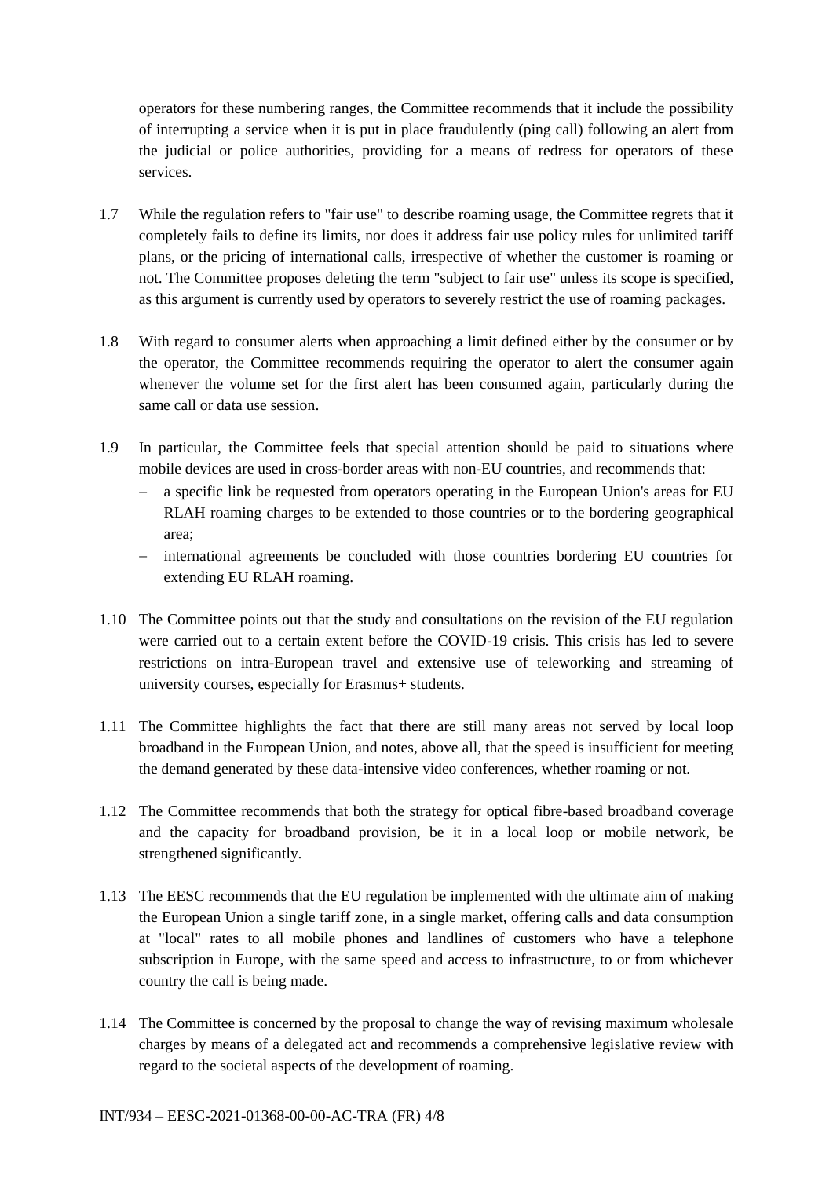operators for these numbering ranges, the Committee recommends that it include the possibility of interrupting a service when it is put in place fraudulently (ping call) following an alert from the judicial or police authorities, providing for a means of redress for operators of these services.

1.7 While the regulation refers to "fair use" to describe roaming usage, the Committee regrets that it completely fails to define its limits, nor does it address fair use policy rules for unlimited tariff plans, or the pricing of international calls, irrespective of whether the customer is roaming or not. The Committee proposes deleting the term "subject to fair use" unless its scope is specified, as this argument is currently used by operators to severely restrict the use of roaming packages.

1.8 With regard to consumer alerts when approaching a limit defined either by the consumer or by the operator, the Committee recommends requiring the operator to alert the consumer again whenever the volume set for the first alert has been consumed again, particularly during the same call or data use session.

1.9 In particular, the Committee feels that special attention should be paid to situations where mobile devices are used in cross-border areas with non-EU countries, and recommends that:

- a specific link be requested from operators operating in the European Union's areas for EU RLAH roaming charges to be extended to those countries or to the bordering geographical area;
- international agreements be concluded with those countries bordering EU countries for extending EU RLAH roaming.

1.10 The Committee points out that the study and consultations on the revision of the EU regulation were carried out to a certain extent before the COVID-19 crisis. This crisis has led to severe restrictions on intra-European travel and extensive use of teleworking and streaming of university courses, especially for Erasmus+ students.

1.11 The Committee highlights the fact that there are still many areas not served by local loop broadband in the European Union, and notes, above all, that the speed is insufficient for meeting the demand generated by these data-intensive video conferences, whether roaming or not.

1.12 The Committee recommends that both the strategy for optical fibre-based broadband coverage and the capacity for broadband provision, be it in a local loop or mobile network, be strengthened significantly.

1.13 The EESC recommends that the EU regulation be implemented with the ultimate aim of making the European Union a single tariff zone, in a single market, offering calls and data consumption at "local" rates to all mobile phones and landlines of customers who have a telephone subscription in Europe, with the same speed and access to infrastructure, to or from whichever country the call is being made.

1.14 The Committee is concerned by the proposal to change the way of revising maximum wholesale charges by means of a delegated act and recommends a comprehensive legislative review with regard to the societal aspects of the development of roaming.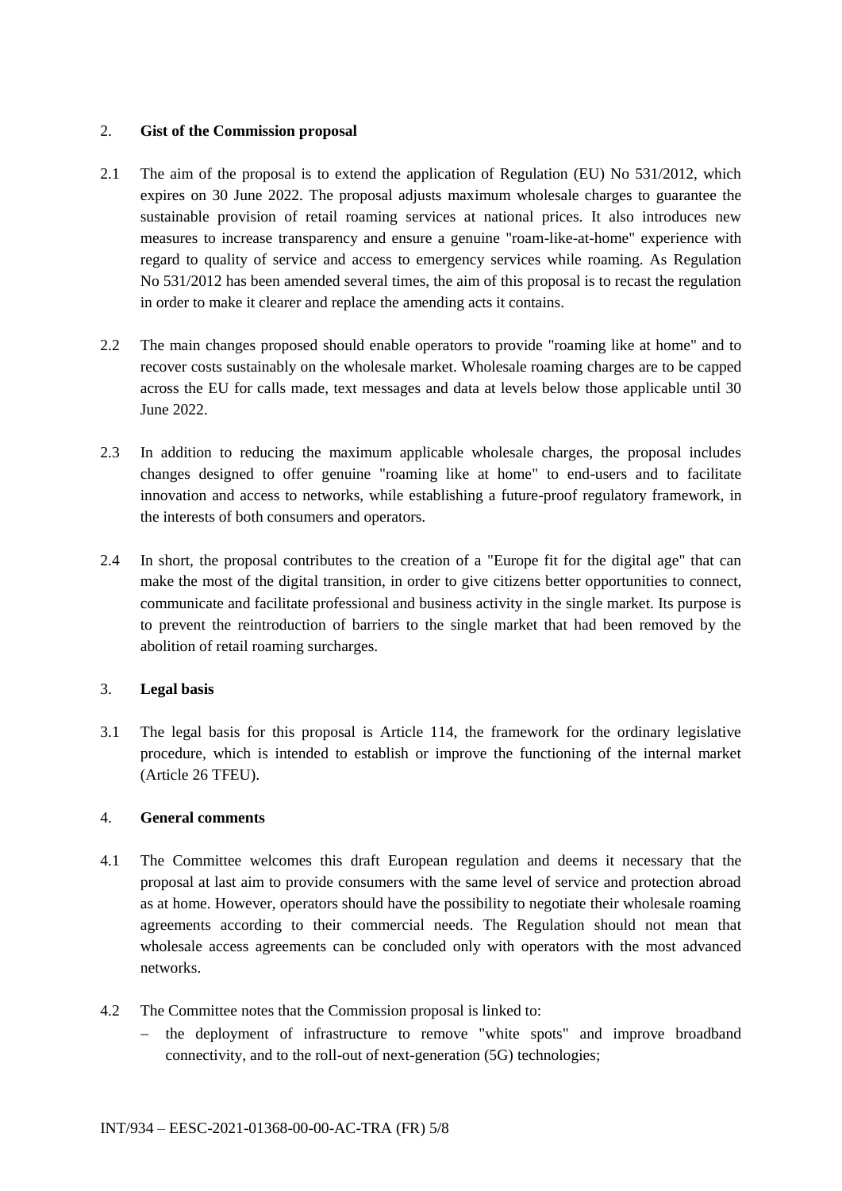## 2. Gist of the Commission proposal

2.1 The aim of the proposal is to extend the application of Regulation (EU) No 531/2012, which expires on 30 June 2022. The proposal adjusts maximum wholesale charges to guarantee the sustainable provision of retail roaming services at national prices. It also introduces new measures to increase transparency and ensure a genuine "roam-like-at-home" experience with regard to quality of service and access to emergency services while roaming. As Regulation No 531/2012 has been amended several times, the aim of this proposal is to recast the regulation in order to make it clearer and replace the amending acts it contains.

2.2 The main changes proposed should enable operators to provide "roaming like at home" and to recover costs sustainably on the wholesale market. Wholesale roaming charges are to be capped across the EU for calls made, text messages and data at levels below those applicable until 30 June 2022.

2.3 In addition to reducing the maximum applicable wholesale charges, the proposal includes changes designed to offer genuine "roaming like at home" to end-users and to facilitate innovation and access to networks, while establishing a future-proof regulatory framework, in the interests of both consumers and operators.

2.4 In short, the proposal contributes to the creation of a "Europe fit for the digital age" that can make the most of the digital transition, in order to give citizens better opportunities to connect, communicate and facilitate professional and business activity in the single market. Its purpose is to prevent the reintroduction of barriers to the single market that had been removed by the abolition of retail roaming surcharges.

## 3. Legal basis

3.1 The legal basis for this proposal is Article 114, the framework for the ordinary legislative procedure, which is intended to establish or improve the functioning of the internal market (Article 26 TFEU).

## 4. General comments

4.1 The Committee welcomes this draft European regulation and deems it necessary that the proposal at last aim to provide consumers with the same level of service and protection abroad as at home. However, operators should have the possibility to negotiate their wholesale roaming agreements according to their commercial needs. The Regulation should not mean that wholesale access agreements can be concluded only with operators with the most advanced networks.

4.2 The Committee notes that the Commission proposal is linked to:

- the deployment of infrastructure to remove "white spots" and improve broadband connectivity, and to the roll-out of next-generation (5G) technologies;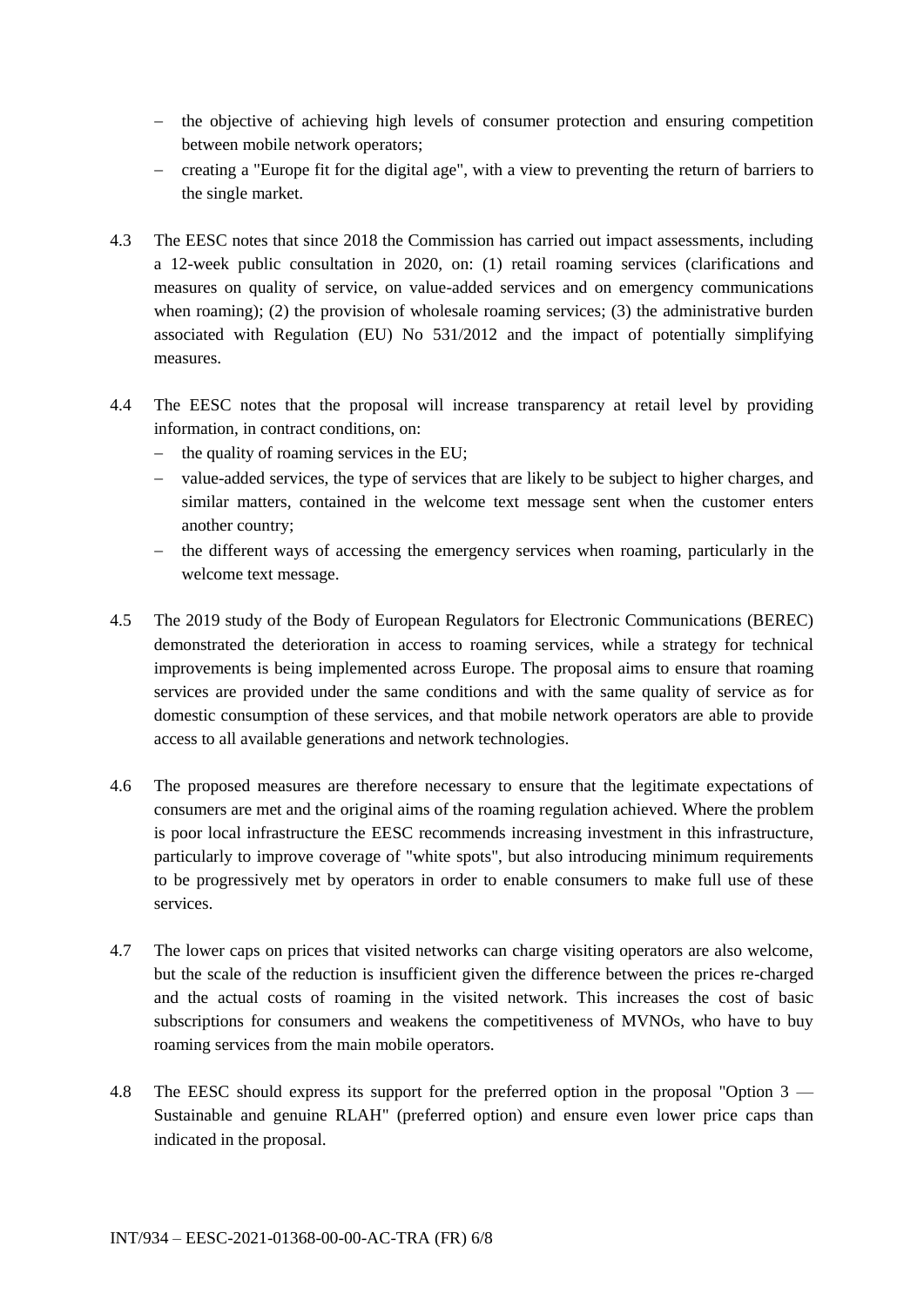- the objective of achieving high levels of consumer protection and ensuring competition between mobile network operators;
- creating a "Europe fit for the digital age", with a view to preventing the return of barriers to the single market.

4.3 The EESC notes that since 2018 the Commission has carried out impact assessments, including a 12-week public consultation in 2020, on: (1) retail roaming services (clarifications and measures on quality of service, on value-added services and on emergency communications when roaming); (2) the provision of wholesale roaming services; (3) the administrative burden associated with Regulation (EU) No 531/2012 and the impact of potentially simplifying measures.

4.4 The EESC notes that the proposal will increase transparency at retail level by providing information, in contract conditions, on:
- the quality of roaming services in the EU;
- value-added services, the type of services that are likely to be subject to higher charges, and similar matters, contained in the welcome text message sent when the customer enters another country;
- the different ways of accessing the emergency services when roaming, particularly in the welcome text message.

4.5 The 2019 study of the Body of European Regulators for Electronic Communications (BEREC) demonstrated the deterioration in access to roaming services, while a strategy for technical improvements is being implemented across Europe. The proposal aims to ensure that roaming services are provided under the same conditions and with the same quality of service as for domestic consumption of these services, and that mobile network operators are able to provide access to all available generations and network technologies.

4.6 The proposed measures are therefore necessary to ensure that the legitimate expectations of consumers are met and the original aims of the roaming regulation achieved. Where the problem is poor local infrastructure the EESC recommends increasing investment in this infrastructure, particularly to improve coverage of "white spots", but also introducing minimum requirements to be progressively met by operators in order to enable consumers to make full use of these services.

4.7 The lower caps on prices that visited networks can charge visiting operators are also welcome, but the scale of the reduction is insufficient given the difference between the prices re-charged and the actual costs of roaming in the visited network. This increases the cost of basic subscriptions for consumers and weakens the competitiveness of MVNOs, who have to buy roaming services from the main mobile operators.

4.8 The EESC should express its support for the preferred option in the proposal "Option 3 — Sustainable and genuine RLAH" (preferred option) and ensure even lower price caps than indicated in the proposal.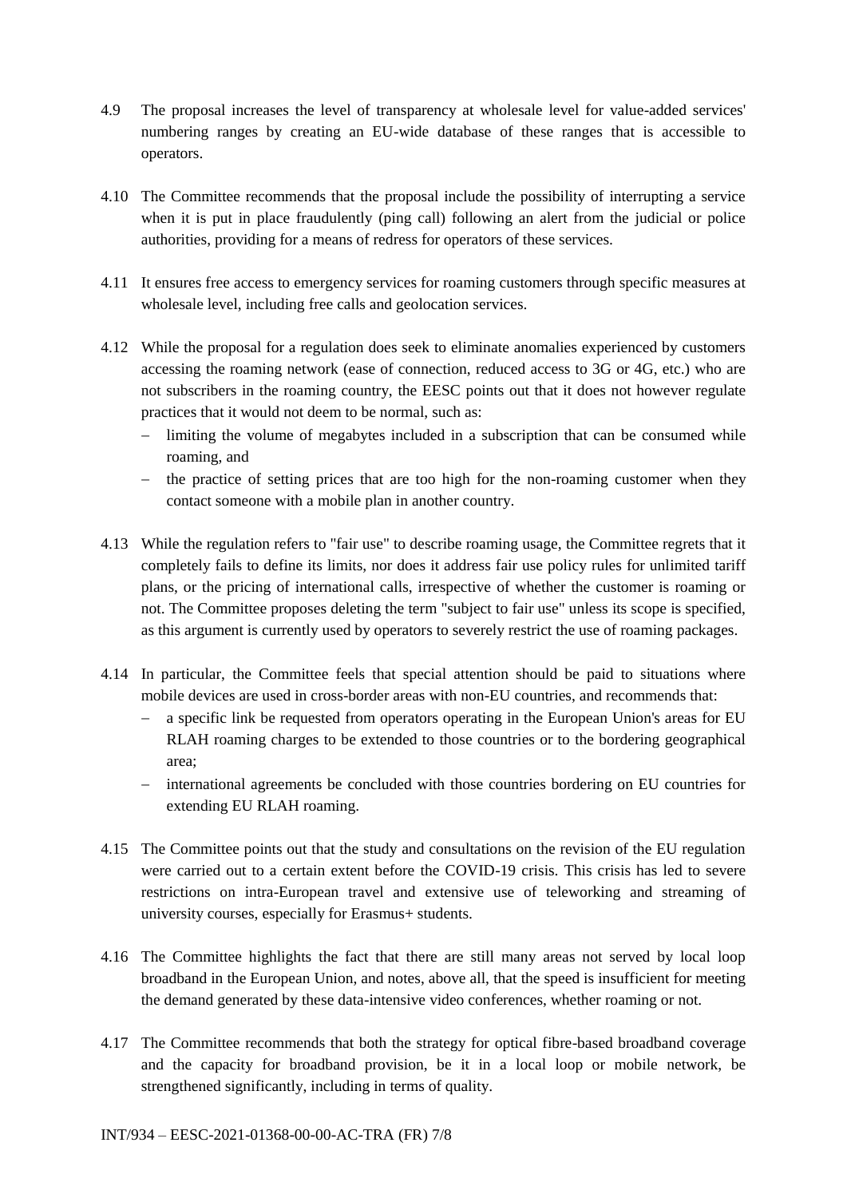4.9 The proposal increases the level of transparency at wholesale level for value-added services' numbering ranges by creating an EU-wide database of these ranges that is accessible to operators.

4.10 The Committee recommends that the proposal include the possibility of interrupting a service when it is put in place fraudulently (ping call) following an alert from the judicial or police authorities, providing for a means of redress for operators of these services.

4.11 It ensures free access to emergency services for roaming customers through specific measures at wholesale level, including free calls and geolocation services.

4.12 While the proposal for a regulation does seek to eliminate anomalies experienced by customers accessing the roaming network (ease of connection, reduced access to 3G or 4G, etc.) who are not subscribers in the roaming country, the EESC points out that it does not however regulate practices that it would not deem to be normal, such as:

- limiting the volume of megabytes included in a subscription that can be consumed while roaming, and
- the practice of setting prices that are too high for the non-roaming customer when they contact someone with a mobile plan in another country.

4.13 While the regulation refers to "fair use" to describe roaming usage, the Committee regrets that it completely fails to define its limits, nor does it address fair use policy rules for unlimited tariff plans, or the pricing of international calls, irrespective of whether the customer is roaming or not. The Committee proposes deleting the term "subject to fair use" unless its scope is specified, as this argument is currently used by operators to severely restrict the use of roaming packages.

4.14 In particular, the Committee feels that special attention should be paid to situations where mobile devices are used in cross-border areas with non-EU countries, and recommends that:

- a specific link be requested from operators operating in the European Union's areas for EU RLAH roaming charges to be extended to those countries or to the bordering geographical area;
- international agreements be concluded with those countries bordering on EU countries for extending EU RLAH roaming.

4.15 The Committee points out that the study and consultations on the revision of the EU regulation were carried out to a certain extent before the COVID-19 crisis. This crisis has led to severe restrictions on intra-European travel and extensive use of teleworking and streaming of university courses, especially for Erasmus+ students.

4.16 The Committee highlights the fact that there are still many areas not served by local loop broadband in the European Union, and notes, above all, that the speed is insufficient for meeting the demand generated by these data-intensive video conferences, whether roaming or not.

4.17 The Committee recommends that both the strategy for optical fibre-based broadband coverage and the capacity for broadband provision, be it in a local loop or mobile network, be strengthened significantly, including in terms of quality.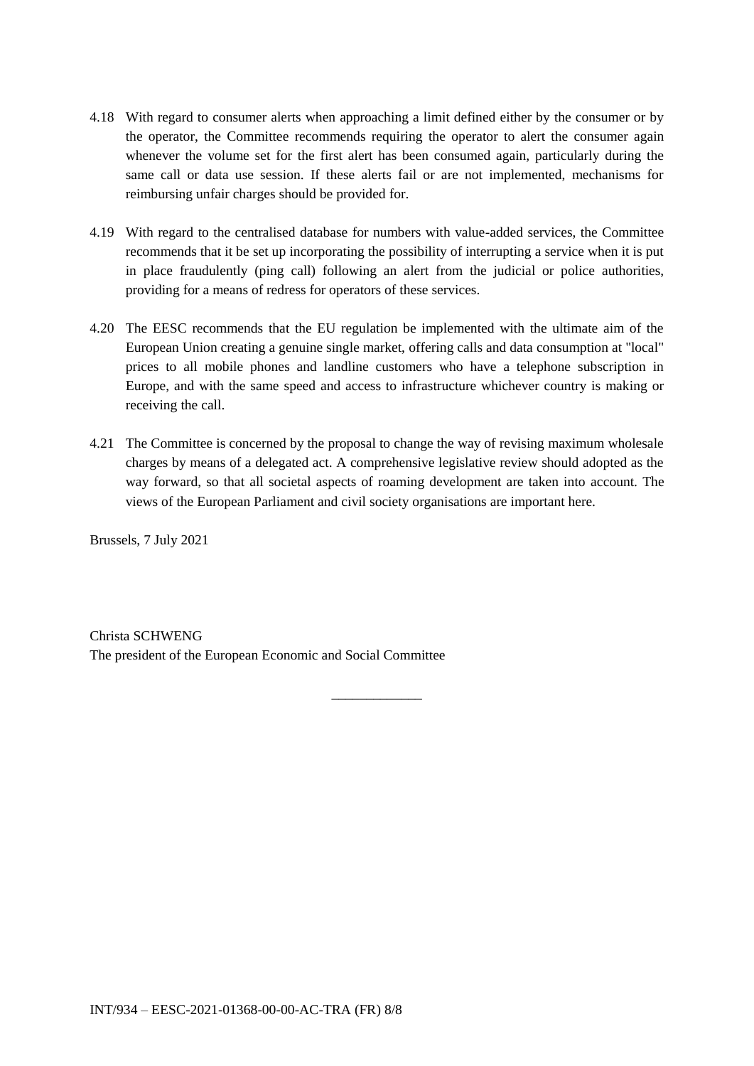4.18 With regard to consumer alerts when approaching a limit defined either by the consumer or by the operator, the Committee recommends requiring the operator to alert the consumer again whenever the volume set for the first alert has been consumed again, particularly during the same call or data use session. If these alerts fail or are not implemented, mechanisms for reimbursing unfair charges should be provided for.

4.19 With regard to the centralised database for numbers with value-added services, the Committee recommends that it be set up incorporating the possibility of interrupting a service when it is put in place fraudulently (ping call) following an alert from the judicial or police authorities, providing for a means of redress for operators of these services.

4.20 The EESC recommends that the EU regulation be implemented with the ultimate aim of the European Union creating a genuine single market, offering calls and data consumption at "local" prices to all mobile phones and landline customers who have a telephone subscription in Europe, and with the same speed and access to infrastructure whichever country is making or receiving the call.

4.21 The Committee is concerned by the proposal to change the way of revising maximum wholesale charges by means of a delegated act. A comprehensive legislative review should adopted as the way forward, so that all societal aspects of roaming development are taken into account. The views of the European Parliament and civil society organisations are important here.

Brussels, 7 July 2021

Christa SCHWENG
The president of the European Economic and Social Committee

_____________